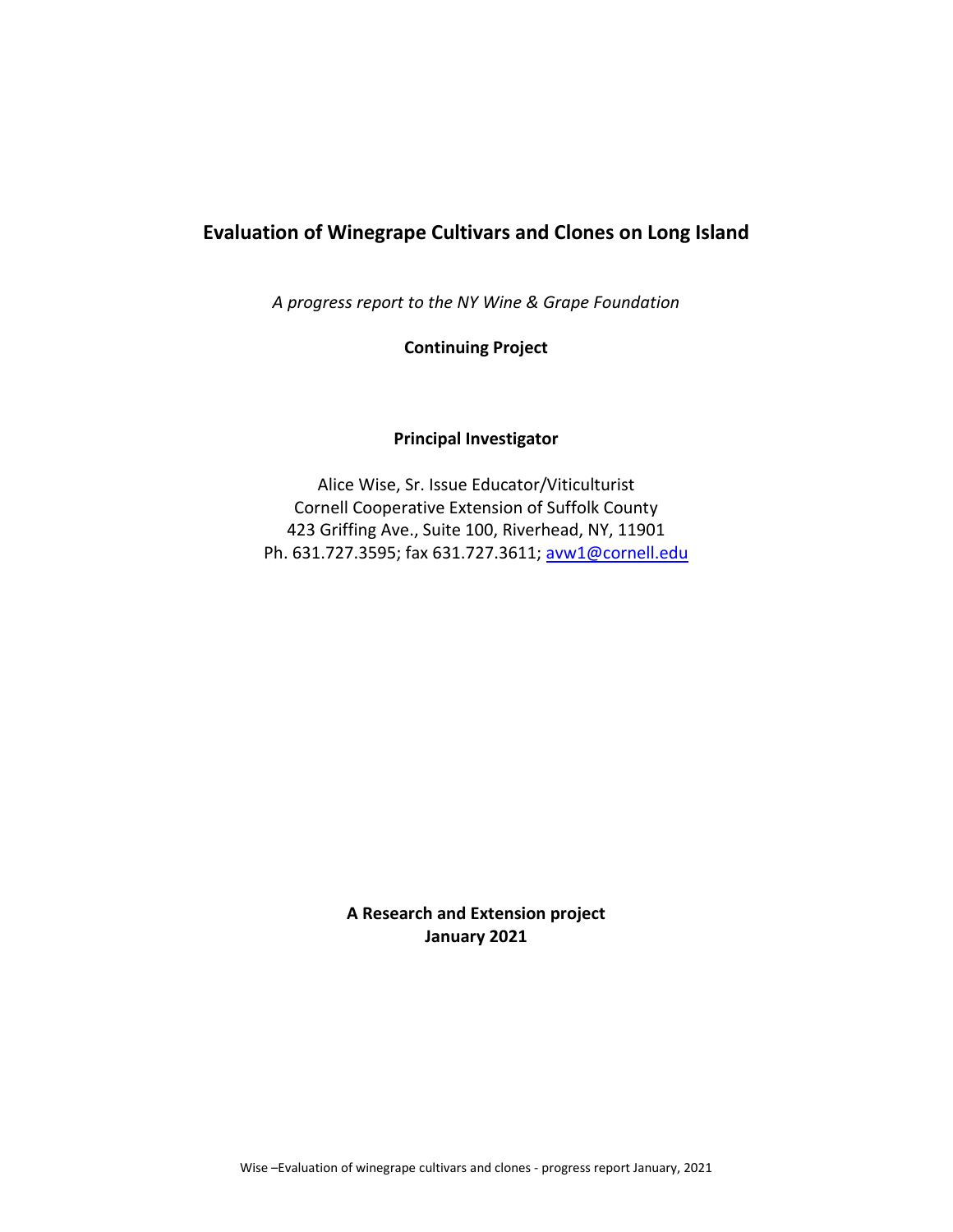# Evaluation of Winegrape Cultivars and Clones on Long Island

*A progress report to the NY Wine & Grape Foundation*

**Continuing Project**

**Principal Investigator**

Alice Wise, Sr. Issue Educator/Viticulturist
Cornell Cooperative Extension of Suffolk County
423 Griffing Ave., Suite 100, Riverhead, NY, 11901
Ph. 631.727.3595; fax 631.727.3611; avw1@cornell.edu

**A Research and Extension project**
**January 2021**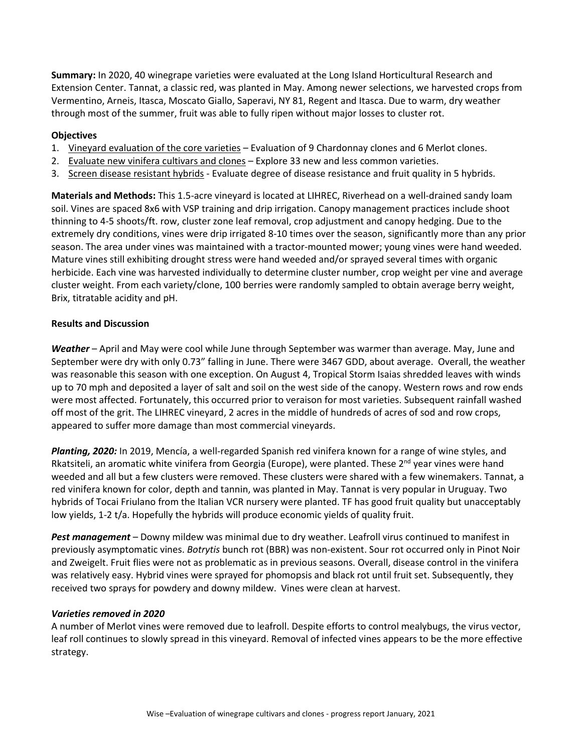**Summary:** In 2020, 40 winegrape varieties were evaluated at the Long Island Horticultural Research and Extension Center. Tannat, a classic red, was planted in May. Among newer selections, we harvested crops from Vermentino, Arneis, Itasca, Moscato Giallo, Saperavi, NY 81, Regent and Itasca. Due to warm, dry weather through most of the summer, fruit was able to fully ripen without major losses to cluster rot.

**Objectives**

1. Vineyard evaluation of the core varieties – Evaluation of 9 Chardonnay clones and 6 Merlot clones.
2. Evaluate new vinifera cultivars and clones – Explore 33 new and less common varieties.
3. Screen disease resistant hybrids - Evaluate degree of disease resistance and fruit quality in 5 hybrids.

**Materials and Methods:** This 1.5-acre vineyard is located at LIHREC, Riverhead on a well-drained sandy loam soil. Vines are spaced 8x6 with VSP training and drip irrigation. Canopy management practices include shoot thinning to 4-5 shoots/ft. row, cluster zone leaf removal, crop adjustment and canopy hedging. Due to the extremely dry conditions, vines were drip irrigated 8-10 times over the season, significantly more than any prior season. The area under vines was maintained with a tractor-mounted mower; young vines were hand weeded. Mature vines still exhibiting drought stress were hand weeded and/or sprayed several times with organic herbicide. Each vine was harvested individually to determine cluster number, crop weight per vine and average cluster weight. From each variety/clone, 100 berries were randomly sampled to obtain average berry weight, Brix, titratable acidity and pH.

**Results and Discussion**

***Weather*** – April and May were cool while June through September was warmer than average. May, June and September were dry with only 0.73" falling in June. There were 3467 GDD, about average. Overall, the weather was reasonable this season with one exception. On August 4, Tropical Storm Isaias shredded leaves with winds up to 70 mph and deposited a layer of salt and soil on the west side of the canopy. Western rows and row ends were most affected. Fortunately, this occurred prior to veraison for most varieties. Subsequent rainfall washed off most of the grit. The LIHREC vineyard, 2 acres in the middle of hundreds of acres of sod and row crops, appeared to suffer more damage than most commercial vineyards.

***Planting, 2020:*** In 2019, Mencía, a well-regarded Spanish red vinifera known for a range of wine styles, and Rkatsiteli, an aromatic white vinifera from Georgia (Europe), were planted. These 2nd year vines were hand weeded and all but a few clusters were removed. These clusters were shared with a few winemakers. Tannat, a red vinifera known for color, depth and tannin, was planted in May. Tannat is very popular in Uruguay. Two hybrids of Tocai Friulano from the Italian VCR nursery were planted. TF has good fruit quality but unacceptably low yields, 1-2 t/a. Hopefully the hybrids will produce economic yields of quality fruit.

***Pest management*** – Downy mildew was minimal due to dry weather. Leafroll virus continued to manifest in previously asymptomatic vines. *Botrytis* bunch rot (BBR) was non-existent. Sour rot occurred only in Pinot Noir and Zweigelt. Fruit flies were not as problematic as in previous seasons. Overall, disease control in the vinifera was relatively easy. Hybrid vines were sprayed for phomopsis and black rot until fruit set. Subsequently, they received two sprays for powdery and downy mildew. Vines were clean at harvest.

***Varieties removed in 2020***

A number of Merlot vines were removed due to leafroll. Despite efforts to control mealybugs, the virus vector, leaf roll continues to slowly spread in this vineyard. Removal of infected vines appears to be the more effective strategy.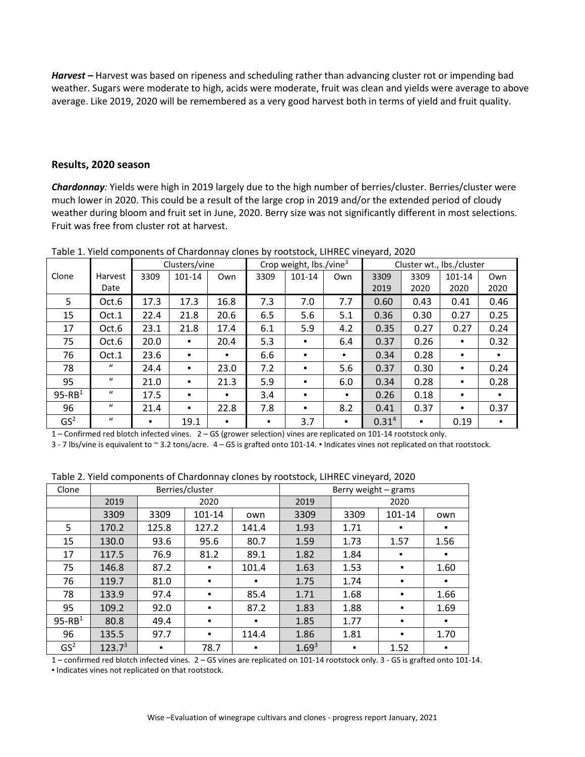***Harvest –*** Harvest was based on ripeness and scheduling rather than advancing cluster rot or impending bad weather. Sugars were moderate to high, acids were moderate, fruit was clean and yields were average to above average. Like 2019, 2020 will be remembered as a very good harvest both in terms of yield and fruit quality.

## Results, 2020 season

***Chardonnay:*** Yields were high in 2019 largely due to the high number of berries/cluster. Berries/cluster were much lower in 2020. This could be a result of the large crop in 2019 and/or the extended period of cloudy weather during bloom and fruit set in June, 2020. Berry size was not significantly different in most selections. Fruit was free from cluster rot at harvest.

Table 1. Yield components of Chardonnay clones by rootstock, LIHREC vineyard, 2020

| Clone | Harvest Date | Clusters/vine | | | Crop weight, lbs./vine[3] | | | Cluster wt., lbs./cluster | | | |
|---|---|---|---|---|---|---|---|---|---|---|---|
| | | 3309 | 101-14 | Own | 3309 | 101-14 | Own | 3309 2019 | 3309 2020 | 101-14 2020 | Own 2020 |
| 5 | Oct.6 | 17.3 | 17.3 | 16.8 | 7.3 | 7.0 | 7.7 | 0.60 | 0.43 | 0.41 | 0.46 |
| 15 | Oct.1 | 22.4 | 21.8 | 20.6 | 6.5 | 5.6 | 5.1 | 0.36 | 0.30 | 0.27 | 0.25 |
| 17 | Oct.6 | 23.1 | 21.8 | 17.4 | 6.1 | 5.9 | 4.2 | 0.35 | 0.27 | 0.27 | 0.24 |
| 75 | Oct.6 | 20.0 | ▪ | 20.4 | 5.3 | ▪ | 6.4 | 0.37 | 0.26 | ▪ | 0.32 |
| 76 | Oct.1 | 23.6 | ▪ | ▪ | 6.6 | ▪ | ▪ | 0.34 | 0.28 | ▪ | ▪ |
| 78 | " | 24.4 | ▪ | 23.0 | 7.2 | ▪ | 5.6 | 0.37 | 0.30 | ▪ | 0.24 |
| 95 | " | 21.0 | ▪ | 21.3 | 5.9 | ▪ | 6.0 | 0.34 | 0.28 | ▪ | 0.28 |
| 95-RB[1] | " | 17.5 | ▪ | ▪ | 3.4 | ▪ | ▪ | 0.26 | 0.18 | ▪ | ▪ |
| 96 | " | 21.4 | ▪ | 22.8 | 7.8 | ▪ | 8.2 | 0.41 | 0.37 | ▪ | 0.37 |
| GS[2] | " | ▪ | 19.1 | ▪ | ▪ | 3.7 | ▪ | 0.31[4] | ▪ | 0.19 | ▪ |

1 – Confirmed red blotch infected vines. 2 – GS (grower selection) vines are replicated on 101-14 rootstock only.
3 - 7 lbs/vine is equivalent to ~ 3.2 tons/acre. 4 – GS is grafted onto 101-14. ▪ Indicates vines not replicated on that rootstock.

Table 2. Yield components of Chardonnay clones by rootstock, LIHREC vineyard, 2020

| Clone | Berries/cluster | | | | Berry weight – grams | | | |
|---|---|---|---|---|---|---|---|---|
| | 2019 | 2020 | | | 2019 | 2020 | | |
| | 3309 | 3309 | 101-14 | own | 3309 | 3309 | 101-14 | own |
| 5 | 170.2 | 125.8 | 127.2 | 141.4 | 1.93 | 1.71 | ▪ | ▪ |
| 15 | 130.0 | 93.6 | 95.6 | 80.7 | 1.59 | 1.73 | 1.57 | 1.56 |
| 17 | 117.5 | 76.9 | 81.2 | 89.1 | 1.82 | 1.84 | ▪ | ▪ |
| 75 | 146.8 | 87.2 | ▪ | 101.4 | 1.63 | 1.53 | ▪ | 1.60 |
| 76 | 119.7 | 81.0 | ▪ | ▪ | 1.75 | 1.74 | ▪ | ▪ |
| 78 | 133.9 | 97.4 | ▪ | 85.4 | 1.71 | 1.68 | ▪ | 1.66 |
| 95 | 109.2 | 92.0 | ▪ | 87.2 | 1.83 | 1.88 | ▪ | 1.69 |
| 95-RB[1] | 80.8 | 49.4 | ▪ | ▪ | 1.85 | 1.77 | ▪ | ▪ |
| 96 | 135.5 | 97.7 | ▪ | 114.4 | 1.86 | 1.81 | ▪ | 1.70 |
| GS[2] | 123.7[3] | ▪ | 78.7 | ▪ | 1.69[3] | ▪ | 1.52 | ▪ |

1 – confirmed red blotch infected vines. 2 – GS vines are replicated on 101-14 rootstock only. 3 - GS is grafted onto 101-14.
▪ Indicates vines not replicated on that rootstock.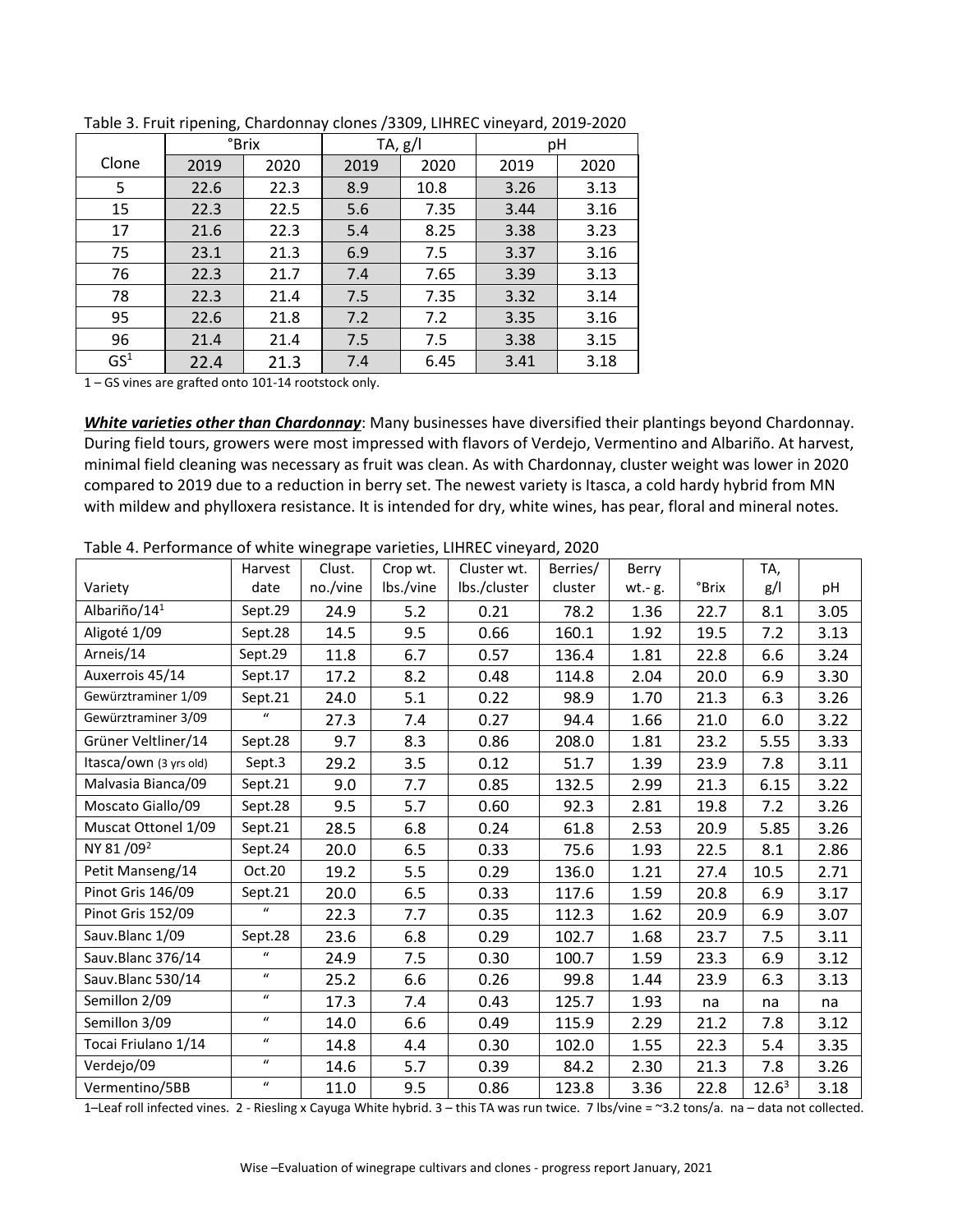Table 3. Fruit ripening, Chardonnay clones /3309, LIHREC vineyard, 2019-2020

| Clone | °Brix | | TA, g/l | | pH | |
|---|---|---|---|---|---|---|
| | 2019 | 2020 | 2019 | 2020 | 2019 | 2020 |
| 5 | 22.6 | 22.3 | 8.9 | 10.8 | 3.26 | 3.13 |
| 15 | 22.3 | 22.5 | 5.6 | 7.35 | 3.44 | 3.16 |
| 17 | 21.6 | 22.3 | 5.4 | 8.25 | 3.38 | 3.23 |
| 75 | 23.1 | 21.3 | 6.9 | 7.5 | 3.37 | 3.16 |
| 76 | 22.3 | 21.7 | 7.4 | 7.65 | 3.39 | 3.13 |
| 78 | 22.3 | 21.4 | 7.5 | 7.35 | 3.32 | 3.14 |
| 95 | 22.6 | 21.8 | 7.2 | 7.2 | 3.35 | 3.16 |
| 96 | 21.4 | 21.4 | 7.5 | 7.5 | 3.38 | 3.15 |
| GS[1] | 22.4 | 21.3 | 7.4 | 6.45 | 3.41 | 3.18 |

1 – GS vines are grafted onto 101-14 rootstock only.

***White varieties other than Chardonnay***: Many businesses have diversified their plantings beyond Chardonnay. During field tours, growers were most impressed with flavors of Verdejo, Vermentino and Albariño. At harvest, minimal field cleaning was necessary as fruit was clean. As with Chardonnay, cluster weight was lower in 2020 compared to 2019 due to a reduction in berry set. The newest variety is Itasca, a cold hardy hybrid from MN with mildew and phylloxera resistance. It is intended for dry, white wines, has pear, floral and mineral notes.

Table 4. Performance of white winegrape varieties, LIHREC vineyard, 2020

| Variety | Harvest date | Clust. no./vine | Crop wt. lbs./vine | Cluster wt. lbs./cluster | Berries/ cluster | Berry wt.- g. | °Brix | TA, g/l | pH |
|---|---|---|---|---|---|---|---|---|---|
| Albariño/14[1] | Sept.29 | 24.9 | 5.2 | 0.21 | 78.2 | 1.36 | 22.7 | 8.1 | 3.05 |
| Aligoté 1/09 | Sept.28 | 14.5 | 9.5 | 0.66 | 160.1 | 1.92 | 19.5 | 7.2 | 3.13 |
| Arneis/14 | Sept.29 | 11.8 | 6.7 | 0.57 | 136.4 | 1.81 | 22.8 | 6.6 | 3.24 |
| Auxerrois 45/14 | Sept.17 | 17.2 | 8.2 | 0.48 | 114.8 | 2.04 | 20.0 | 6.9 | 3.30 |
| Gewürztraminer 1/09 | Sept.21 | 24.0 | 5.1 | 0.22 | 98.9 | 1.70 | 21.3 | 6.3 | 3.26 |
| Gewürztraminer 3/09 | " | 27.3 | 7.4 | 0.27 | 94.4 | 1.66 | 21.0 | 6.0 | 3.22 |
| Grüner Veltliner/14 | Sept.28 | 9.7 | 8.3 | 0.86 | 208.0 | 1.81 | 23.2 | 5.55 | 3.33 |
| Itasca/own (3 yrs old) | Sept.3 | 29.2 | 3.5 | 0.12 | 51.7 | 1.39 | 23.9 | 7.8 | 3.11 |
| Malvasia Bianca/09 | Sept.21 | 9.0 | 7.7 | 0.85 | 132.5 | 2.99 | 21.3 | 6.15 | 3.22 |
| Moscato Giallo/09 | Sept.28 | 9.5 | 5.7 | 0.60 | 92.3 | 2.81 | 19.8 | 7.2 | 3.26 |
| Muscat Ottonel 1/09 | Sept.21 | 28.5 | 6.8 | 0.24 | 61.8 | 2.53 | 20.9 | 5.85 | 3.26 |
| NY 81 /09[2] | Sept.24 | 20.0 | 6.5 | 0.33 | 75.6 | 1.93 | 22.5 | 8.1 | 2.86 |
| Petit Manseng/14 | Oct.20 | 19.2 | 5.5 | 0.29 | 136.0 | 1.21 | 27.4 | 10.5 | 2.71 |
| Pinot Gris 146/09 | Sept.21 | 20.0 | 6.5 | 0.33 | 117.6 | 1.59 | 20.8 | 6.9 | 3.17 |
| Pinot Gris 152/09 | " | 22.3 | 7.7 | 0.35 | 112.3 | 1.62 | 20.9 | 6.9 | 3.07 |
| Sauv.Blanc 1/09 | Sept.28 | 23.6 | 6.8 | 0.29 | 102.7 | 1.68 | 23.7 | 7.5 | 3.11 |
| Sauv.Blanc 376/14 | " | 24.9 | 7.5 | 0.30 | 100.7 | 1.59 | 23.3 | 6.9 | 3.12 |
| Sauv.Blanc 530/14 | " | 25.2 | 6.6 | 0.26 | 99.8 | 1.44 | 23.9 | 6.3 | 3.13 |
| Semillon 2/09 | " | 17.3 | 7.4 | 0.43 | 125.7 | 1.93 | na | na | na |
| Semillon 3/09 | " | 14.0 | 6.6 | 0.49 | 115.9 | 2.29 | 21.2 | 7.8 | 3.12 |
| Tocai Friulano 1/14 | " | 14.8 | 4.4 | 0.30 | 102.0 | 1.55 | 22.3 | 5.4 | 3.35 |
| Verdejo/09 | " | 14.6 | 5.7 | 0.39 | 84.2 | 2.30 | 21.3 | 7.8 | 3.26 |
| Vermentino/5BB | " | 11.0 | 9.5 | 0.86 | 123.8 | 3.36 | 22.8 | 12.6[3] | 3.18 |

1–Leaf roll infected vines. 2 - Riesling x Cayuga White hybrid. 3 – this TA was run twice. 7 lbs/vine = ~3.2 tons/a. na – data not collected.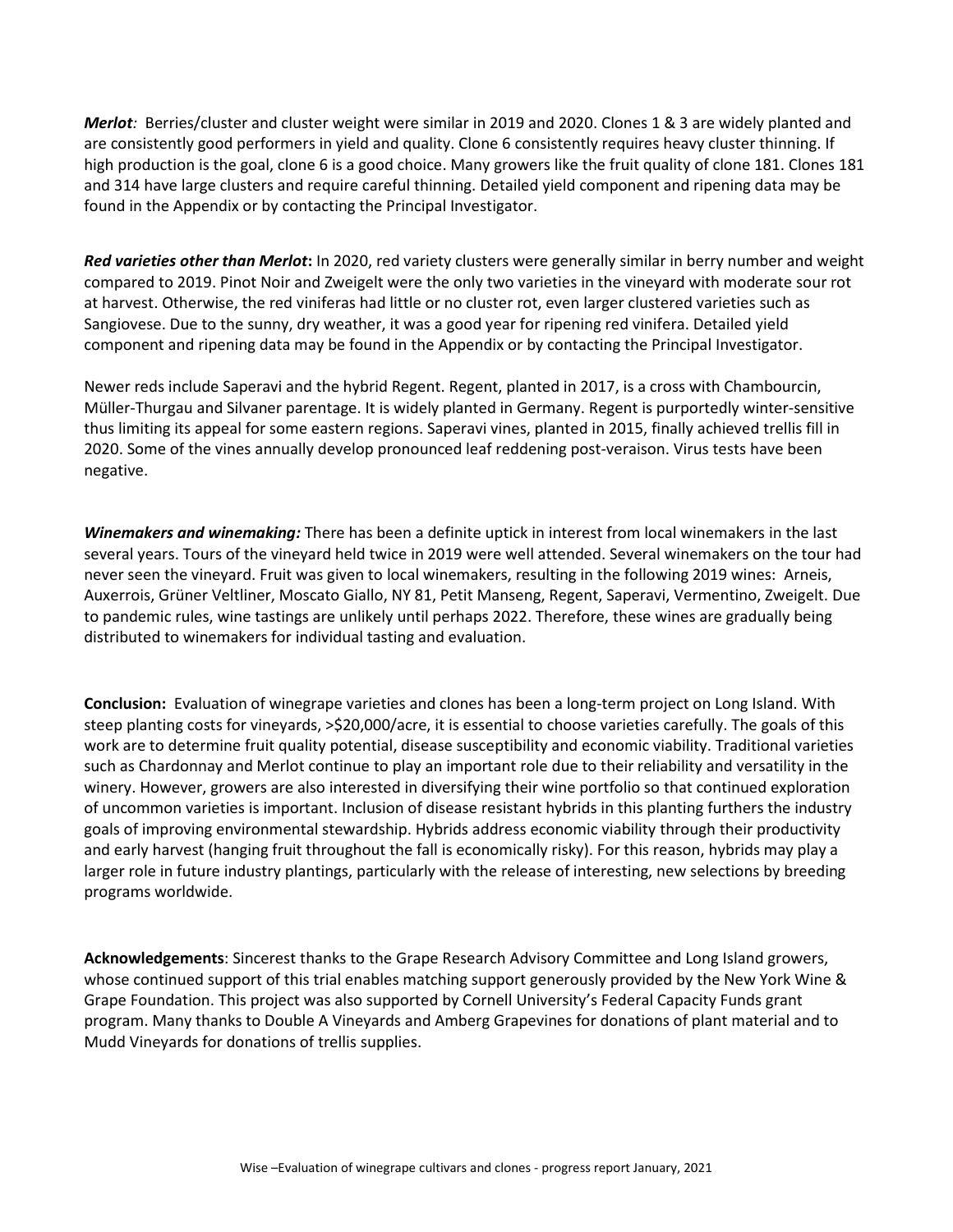***Merlot**:* Berries/cluster and cluster weight were similar in 2019 and 2020. Clones 1 & 3 are widely planted and are consistently good performers in yield and quality. Clone 6 consistently requires heavy cluster thinning. If high production is the goal, clone 6 is a good choice. Many growers like the fruit quality of clone 181. Clones 181 and 314 have large clusters and require careful thinning. Detailed yield component and ripening data may be found in the Appendix or by contacting the Principal Investigator.

***Red varieties other than Merlot*:** In 2020, red variety clusters were generally similar in berry number and weight compared to 2019. Pinot Noir and Zweigelt were the only two varieties in the vineyard with moderate sour rot at harvest. Otherwise, the red viniferas had little or no cluster rot, even larger clustered varieties such as Sangiovese. Due to the sunny, dry weather, it was a good year for ripening red vinifera. Detailed yield component and ripening data may be found in the Appendix or by contacting the Principal Investigator.

Newer reds include Saperavi and the hybrid Regent. Regent, planted in 2017, is a cross with Chambourcin, Müller-Thurgau and Silvaner parentage. It is widely planted in Germany. Regent is purportedly winter-sensitive thus limiting its appeal for some eastern regions. Saperavi vines, planted in 2015, finally achieved trellis fill in 2020. Some of the vines annually develop pronounced leaf reddening post-veraison. Virus tests have been negative.

***Winemakers and winemaking:*** There has been a definite uptick in interest from local winemakers in the last several years. Tours of the vineyard held twice in 2019 were well attended. Several winemakers on the tour had never seen the vineyard. Fruit was given to local winemakers, resulting in the following 2019 wines: Arneis, Auxerrois, Grüner Veltliner, Moscato Giallo, NY 81, Petit Manseng, Regent, Saperavi, Vermentino, Zweigelt. Due to pandemic rules, wine tastings are unlikely until perhaps 2022. Therefore, these wines are gradually being distributed to winemakers for individual tasting and evaluation.

**Conclusion:** Evaluation of winegrape varieties and clones has been a long-term project on Long Island. With steep planting costs for vineyards, >$20,000/acre, it is essential to choose varieties carefully. The goals of this work are to determine fruit quality potential, disease susceptibility and economic viability. Traditional varieties such as Chardonnay and Merlot continue to play an important role due to their reliability and versatility in the winery. However, growers are also interested in diversifying their wine portfolio so that continued exploration of uncommon varieties is important. Inclusion of disease resistant hybrids in this planting furthers the industry goals of improving environmental stewardship. Hybrids address economic viability through their productivity and early harvest (hanging fruit throughout the fall is economically risky). For this reason, hybrids may play a larger role in future industry plantings, particularly with the release of interesting, new selections by breeding programs worldwide.

**Acknowledgements**: Sincerest thanks to the Grape Research Advisory Committee and Long Island growers, whose continued support of this trial enables matching support generously provided by the New York Wine & Grape Foundation. This project was also supported by Cornell University's Federal Capacity Funds grant program. Many thanks to Double A Vineyards and Amberg Grapevines for donations of plant material and to Mudd Vineyards for donations of trellis supplies.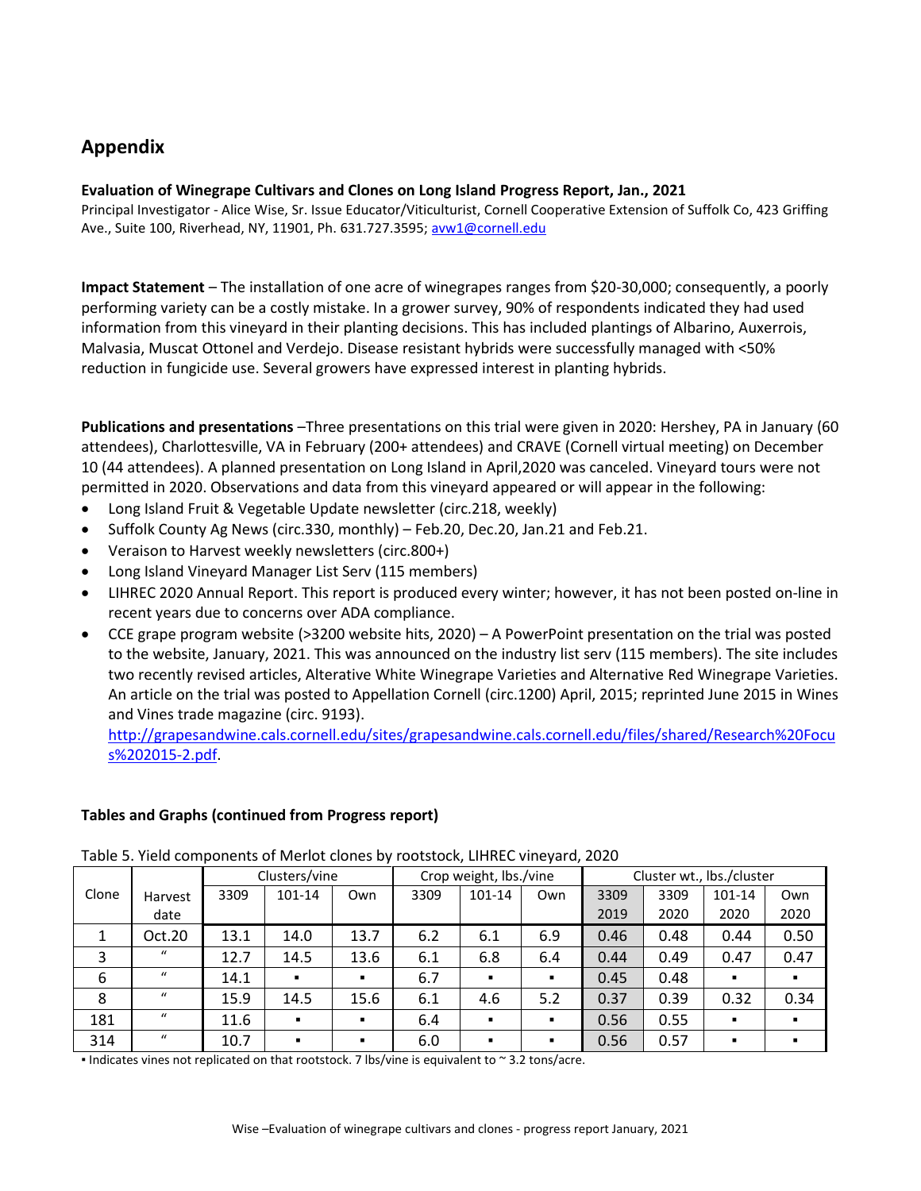## Appendix

**Evaluation of Winegrape Cultivars and Clones on Long Island Progress Report, Jan., 2021**
Principal Investigator - Alice Wise, Sr. Issue Educator/Viticulturist, Cornell Cooperative Extension of Suffolk Co, 423 Griffing Ave., Suite 100, Riverhead, NY, 11901, Ph. 631.727.3595; avw1@cornell.edu

**Impact Statement** – The installation of one acre of winegrapes ranges from $20-30,000; consequently, a poorly performing variety can be a costly mistake. In a grower survey, 90% of respondents indicated they had used information from this vineyard in their planting decisions. This has included plantings of Albarino, Auxerrois, Malvasia, Muscat Ottonel and Verdejo. Disease resistant hybrids were successfully managed with <50% reduction in fungicide use. Several growers have expressed interest in planting hybrids.

**Publications and presentations** –Three presentations on this trial were given in 2020: Hershey, PA in January (60 attendees), Charlottesville, VA in February (200+ attendees) and CRAVE (Cornell virtual meeting) on December 10 (44 attendees). A planned presentation on Long Island in April,2020 was canceled. Vineyard tours were not permitted in 2020. Observations and data from this vineyard appeared or will appear in the following:

- Long Island Fruit & Vegetable Update newsletter (circ.218, weekly)
- Suffolk County Ag News (circ.330, monthly) – Feb.20, Dec.20, Jan.21 and Feb.21.
- Veraison to Harvest weekly newsletters (circ.800+)
- Long Island Vineyard Manager List Serv (115 members)
- LIHREC 2020 Annual Report. This report is produced every winter; however, it has not been posted on-line in recent years due to concerns over ADA compliance.
- CCE grape program website (>3200 website hits, 2020) – A PowerPoint presentation on the trial was posted to the website, January, 2021. This was announced on the industry list serv (115 members). The site includes two recently revised articles, Alterative White Winegrape Varieties and Alternative Red Winegrape Varieties. An article on the trial was posted to Appellation Cornell (circ.1200) April, 2015; reprinted June 2015 in Wines and Vines trade magazine (circ. 9193). http://grapesandwine.cals.cornell.edu/sites/grapesandwine.cals.cornell.edu/files/shared/Research%20Focus%202015-2.pdf.

**Tables and Graphs (continued from Progress report)**

Table 5. Yield components of Merlot clones by rootstock, LIHREC vineyard, 2020

| Clone | Harvest date | Clusters/vine | | | Crop weight, lbs./vine | | | Cluster wt., lbs./cluster | | | |
|---|---|---|---|---|---|---|---|---|---|---|---|
| | | 3309 | 101-14 | Own | 3309 | 101-14 | Own | 3309 2019 | 3309 2020 | 101-14 2020 | Own 2020 |
| 1 | Oct.20 | 13.1 | 14.0 | 13.7 | 6.2 | 6.1 | 6.9 | 0.46 | 0.48 | 0.44 | 0.50 |
| 3 | " | 12.7 | 14.5 | 13.6 | 6.1 | 6.8 | 6.4 | 0.44 | 0.49 | 0.47 | 0.47 |
| 6 | " | 14.1 | ▪ | ▪ | 6.7 | ▪ | ▪ | 0.45 | 0.48 | ▪ | ▪ |
| 8 | " | 15.9 | 14.5 | 15.6 | 6.1 | 4.6 | 5.2 | 0.37 | 0.39 | 0.32 | 0.34 |
| 181 | " | 11.6 | ▪ | ▪ | 6.4 | ▪ | ▪ | 0.56 | 0.55 | ▪ | ▪ |
| 314 | " | 10.7 | ▪ | ▪ | 6.0 | ▪ | ▪ | 0.56 | 0.57 | ▪ | ▪ |

▪ Indicates vines not replicated on that rootstock. 7 lbs/vine is equivalent to ~ 3.2 tons/acre.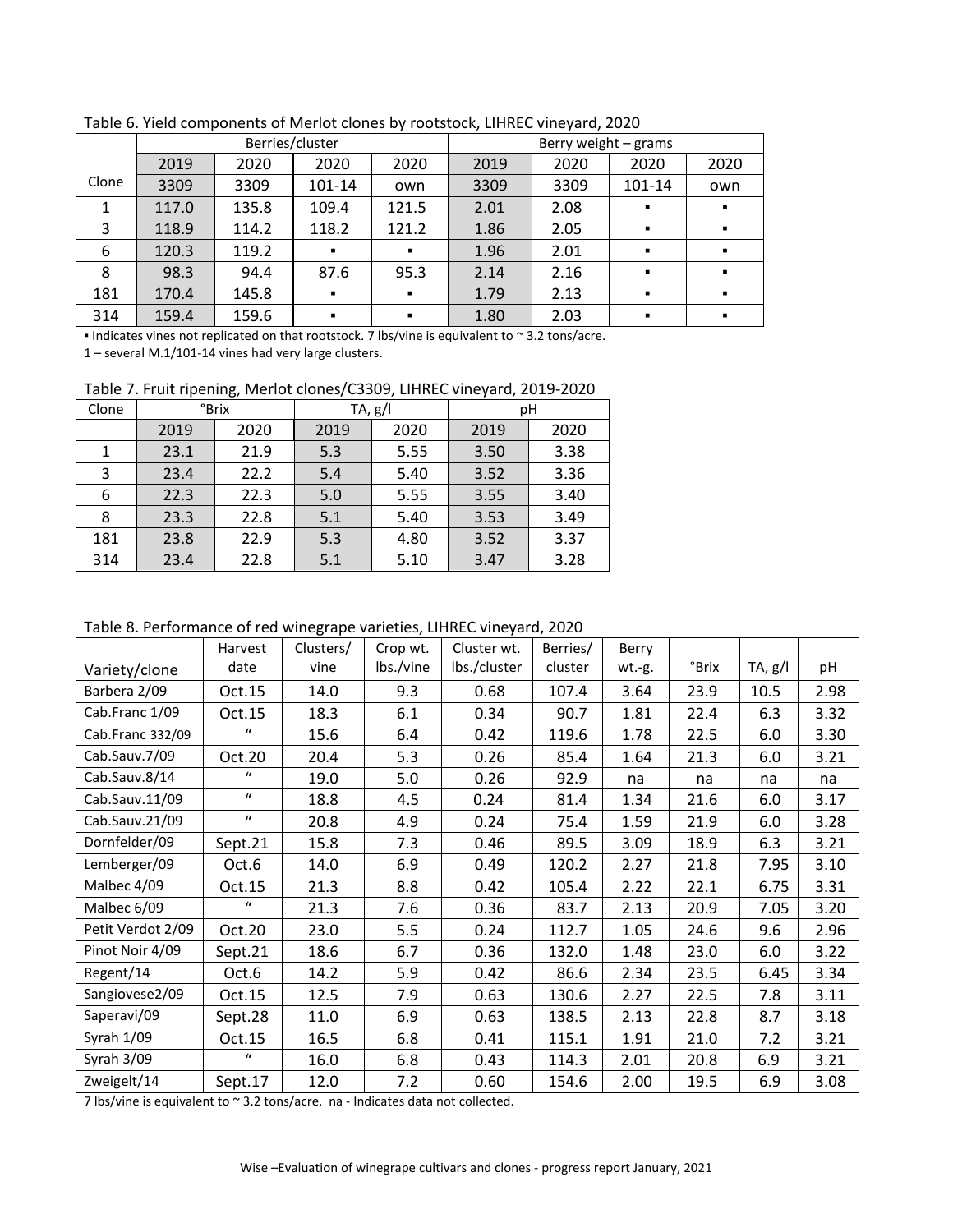Table 6. Yield components of Merlot clones by rootstock, LIHREC vineyard, 2020

| | Berries/cluster | | | | Berry weight – grams | | | |
|---|---|---|---|---|---|---|---|---|
| | 2019 | 2020 | 2020 | 2020 | 2019 | 2020 | 2020 | 2020 |
| Clone | 3309 | 3309 | 101-14 | own | 3309 | 3309 | 101-14 | own |
| 1 | 117.0 | 135.8 | 109.4 | 121.5 | 2.01 | 2.08 | ▪ | ▪ |
| 3 | 118.9 | 114.2 | 118.2 | 121.2 | 1.86 | 2.05 | ▪ | ▪ |
| 6 | 120.3 | 119.2 | ▪ | ▪ | 1.96 | 2.01 | ▪ | ▪ |
| 8 | 98.3 | 94.4 | 87.6 | 95.3 | 2.14 | 2.16 | ▪ | ▪ |
| 181 | 170.4 | 145.8 | ▪ | ▪ | 1.79 | 2.13 | ▪ | ▪ |
| 314 | 159.4 | 159.6 | ▪ | ▪ | 1.80 | 2.03 | ▪ | ▪ |

▪ Indicates vines not replicated on that rootstock. 7 lbs/vine is equivalent to ~ 3.2 tons/acre.

1 – several M.1/101-14 vines had very large clusters.

Table 7. Fruit ripening, Merlot clones/C3309, LIHREC vineyard, 2019-2020

| Clone | °Brix | | TA, g/l | | pH | |
|---|---|---|---|---|---|---|
| | 2019 | 2020 | 2019 | 2020 | 2019 | 2020 |
| 1 | 23.1 | 21.9 | 5.3 | 5.55 | 3.50 | 3.38 |
| 3 | 23.4 | 22.2 | 5.4 | 5.40 | 3.52 | 3.36 |
| 6 | 22.3 | 22.3 | 5.0 | 5.55 | 3.55 | 3.40 |
| 8 | 23.3 | 22.8 | 5.1 | 5.40 | 3.53 | 3.49 |
| 181 | 23.8 | 22.9 | 5.3 | 4.80 | 3.52 | 3.37 |
| 314 | 23.4 | 22.8 | 5.1 | 5.10 | 3.47 | 3.28 |

Table 8. Performance of red winegrape varieties, LIHREC vineyard, 2020

| Variety/clone | Harvest date | Clusters/ vine | Crop wt. lbs./vine | Cluster wt. lbs./cluster | Berries/ cluster | Berry wt.-g. | °Brix | TA, g/l | pH |
|---|---|---|---|---|---|---|---|---|---|
| Barbera 2/09 | Oct.15 | 14.0 | 9.3 | 0.68 | 107.4 | 3.64 | 23.9 | 10.5 | 2.98 |
| Cab.Franc 1/09 | Oct.15 | 18.3 | 6.1 | 0.34 | 90.7 | 1.81 | 22.4 | 6.3 | 3.32 |
| Cab.Franc 332/09 | " | 15.6 | 6.4 | 0.42 | 119.6 | 1.78 | 22.5 | 6.0 | 3.30 |
| Cab.Sauv.7/09 | Oct.20 | 20.4 | 5.3 | 0.26 | 85.4 | 1.64 | 21.3 | 6.0 | 3.21 |
| Cab.Sauv.8/14 | " | 19.0 | 5.0 | 0.26 | 92.9 | na | na | na | na |
| Cab.Sauv.11/09 | " | 18.8 | 4.5 | 0.24 | 81.4 | 1.34 | 21.6 | 6.0 | 3.17 |
| Cab.Sauv.21/09 | " | 20.8 | 4.9 | 0.24 | 75.4 | 1.59 | 21.9 | 6.0 | 3.28 |
| Dornfelder/09 | Sept.21 | 15.8 | 7.3 | 0.46 | 89.5 | 3.09 | 18.9 | 6.3 | 3.21 |
| Lemberger/09 | Oct.6 | 14.0 | 6.9 | 0.49 | 120.2 | 2.27 | 21.8 | 7.95 | 3.10 |
| Malbec 4/09 | Oct.15 | 21.3 | 8.8 | 0.42 | 105.4 | 2.22 | 22.1 | 6.75 | 3.31 |
| Malbec 6/09 | " | 21.3 | 7.6 | 0.36 | 83.7 | 2.13 | 20.9 | 7.05 | 3.20 |
| Petit Verdot 2/09 | Oct.20 | 23.0 | 5.5 | 0.24 | 112.7 | 1.05 | 24.6 | 9.6 | 2.96 |
| Pinot Noir 4/09 | Sept.21 | 18.6 | 6.7 | 0.36 | 132.0 | 1.48 | 23.0 | 6.0 | 3.22 |
| Regent/14 | Oct.6 | 14.2 | 5.9 | 0.42 | 86.6 | 2.34 | 23.5 | 6.45 | 3.34 |
| Sangiovese2/09 | Oct.15 | 12.5 | 7.9 | 0.63 | 130.6 | 2.27 | 22.5 | 7.8 | 3.11 |
| Saperavi/09 | Sept.28 | 11.0 | 6.9 | 0.63 | 138.5 | 2.13 | 22.8 | 8.7 | 3.18 |
| Syrah 1/09 | Oct.15 | 16.5 | 6.8 | 0.41 | 115.1 | 1.91 | 21.0 | 7.2 | 3.21 |
| Syrah 3/09 | " | 16.0 | 6.8 | 0.43 | 114.3 | 2.01 | 20.8 | 6.9 | 3.21 |
| Zweigelt/14 | Sept.17 | 12.0 | 7.2 | 0.60 | 154.6 | 2.00 | 19.5 | 6.9 | 3.08 |

7 lbs/vine is equivalent to ~ 3.2 tons/acre. na - Indicates data not collected.